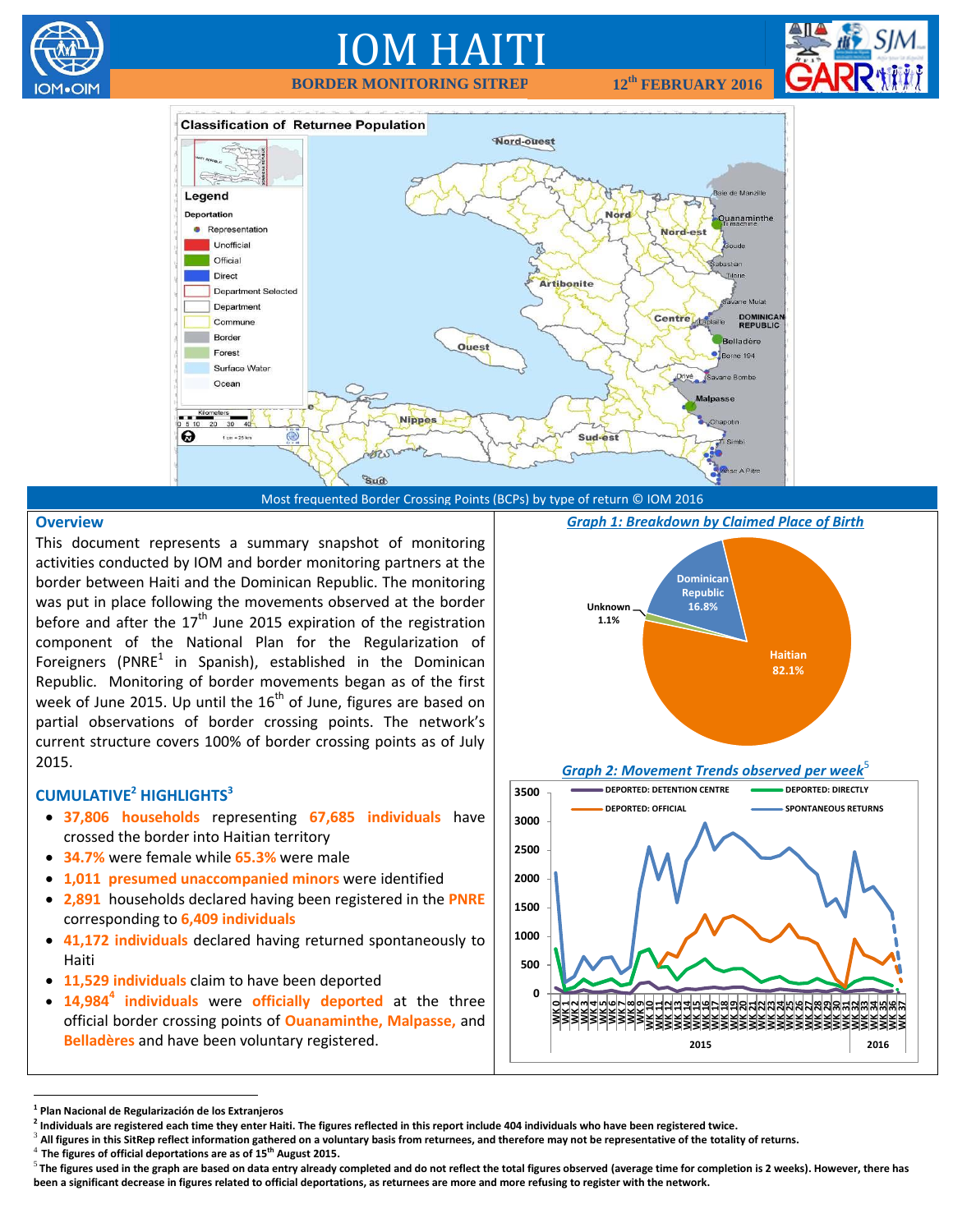# IOM HAITI

**BORDER MONITORING SITREP** **12th FEBRUARY 2016**

Most frequented Border Crossing Points (BCPs) by type of return © IOM 2016

## Overview

This document represents a summary snapshot of monitoring activities conducted by IOM and border monitoring partners at the border between Haiti and the Dominican Republic. The monitoring was put in place following the movements observed at the border before and after the 17th June 2015 expiration of the registration component of the National Plan for the Regularization of Foreigners (PNRE[1] in Spanish), established in the Dominican Republic. Monitoring of border movements began as of the first week of June 2015. Up until the 16th of June, figures are based on partial observations of border crossing points. The network's current structure covers 100% of border crossing points as of July 2015.

## CUMULATIVE[2] HIGHLIGHTS[3]

- **37,806 households** representing **67,685 individuals** have crossed the border into Haitian territory
- **34.7%** were female while **65.3%** were male
- **1,011 presumed unaccompanied minors** were identified
- **2,891** households declared having been registered in the **PNRE** corresponding to **6,409 individuals**
- **41,172 individuals** declared having returned spontaneously to Haiti
- **11,529 individuals** claim to have been deported
- **14,984[4] individuals** were **officially deported** at the three official border crossing points of **Ouanaminthe, Malpasse,** and **Belladères** and have been voluntary registered.

*Graph 1: Breakdown by Claimed Place of Birth*

| Place of Birth | % |
|---|---|
| Haitian | 82.1% |
| Dominican Republic | 16.8% |
| Unknown | 1.1% |

*Graph 2: Movement Trends observed per week[5]*

---

[1] Plan Nacional de Regularización de los Extranjeros

[2] Individuals are registered each time they enter Haiti. The figures reflected in this report include 404 individuals who have been registered twice.

[3] All figures in this SitRep reflect information gathered on a voluntary basis from returnees, and therefore may not be representative of the totality of returns.

[4] The figures of official deportations are as of 15th August 2015.

[5] The figures used in the graph are based on data entry already completed and do not reflect the total figures observed (average time for completion is 2 weeks). However, there has been a significant decrease in figures related to official deportations, as returnees are more and more refusing to register with the network.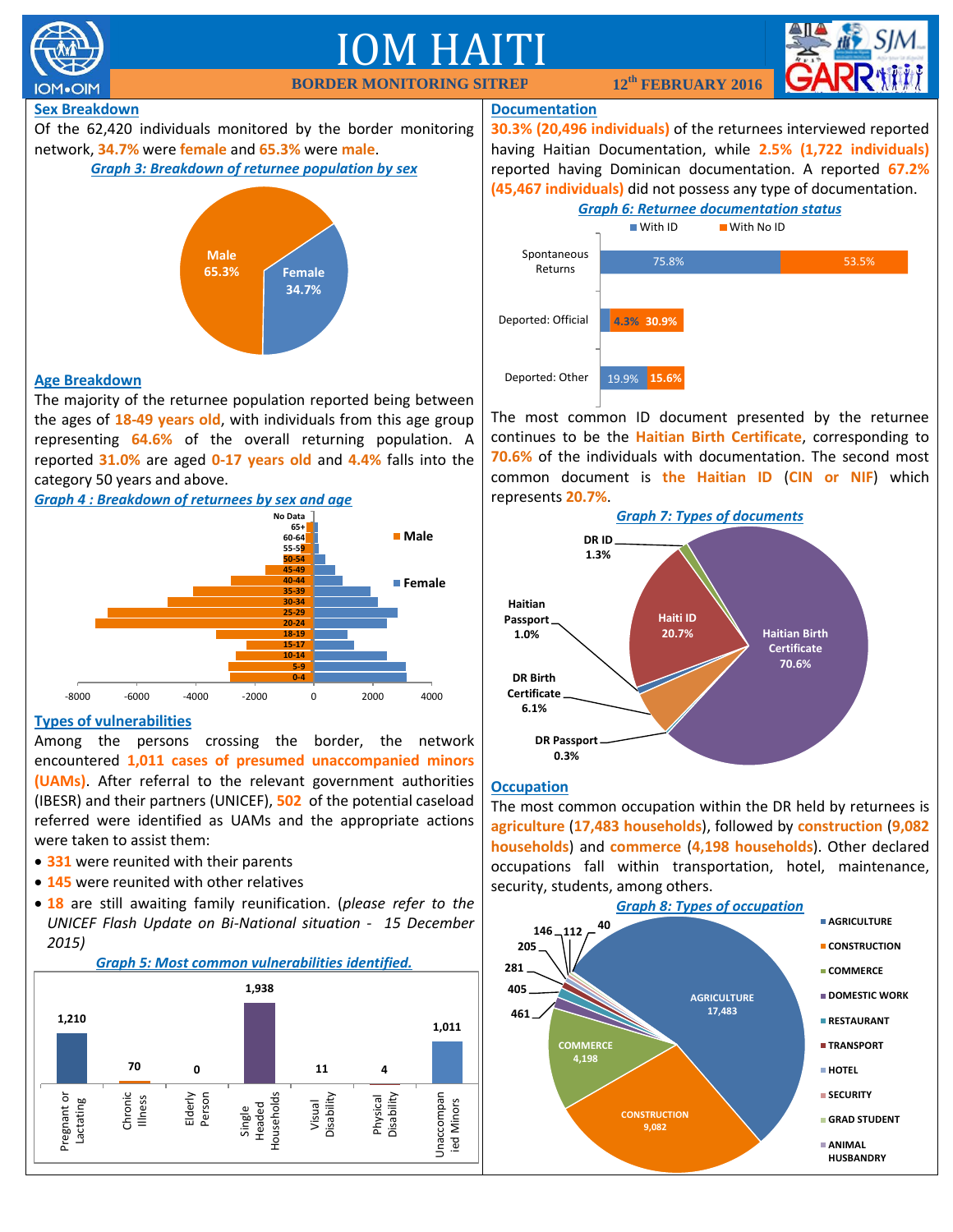# IOM HAITI

**BORDER MONITORING SITREP** — **12th FEBRUARY 2016**

## Sex Breakdown

Of the 62,420 individuals monitored by the border monitoring network, **34.7%** were **female** and **65.3%** were **male**.

***Graph 3: Breakdown of returnee population by sex***

| Sex | Share |
|---|---|
| Male | 65.3% |
| Female | 34.7% |

## Age Breakdown

The majority of the returnee population reported being between the ages of **18-49 years old**, with individuals from this age group representing **64.6%** of the overall returning population. A reported **31.0%** are aged **0-17 years old** and **4.4%** falls into the category 50 years and above.

***Graph 4 : Breakdown of returnees by sex and age***

## Types of vulnerabilities

Among the persons crossing the border, the network encountered **1,011 cases of presumed unaccompanied minors (UAMs)**. After referral to the relevant government authorities (IBESR) and their partners (UNICEF), **502** of the potential caseload referred were identified as UAMs and the appropriate actions were taken to assist them:

- **331** were reunited with their parents
- **145** were reunited with other relatives
- **18** are still awaiting family reunification. (*please refer to the UNICEF Flash Update on Bi-National situation - 15 December 2015)*

***Graph 5: Most common vulnerabilities identified.***

| Vulnerability | Number |
|---|---|
| Pregnant or Lactating | 1,210 |
| Chronic Illness | 70 |
| Elderly Person | 0 |
| Single Headed Households | 1,938 |
| Visual Disability | 11 |
| Physical Disability | 4 |
| Unaccompanied Minors | 1,011 |

## Documentation

**30.3% (20,496 individuals)** of the returnees interviewed reported having Haitian Documentation, while **2.5% (1,722 individuals)** reported having Dominican documentation. A reported **67.2% (45,467 individuals)** did not possess any type of documentation.

***Graph 6: Returnee documentation status***

| Type of return | With ID | With No ID |
|---|---|---|
| Spontaneous Returns | 75.8% | 53.5% |
| Deported: Official | 4.3% | 30.9% |
| Deported: Other | 19.9% | 15.6% |

The most common ID document presented by the returnee continues to be the **Haitian Birth Certificate**, corresponding to **70.6%** of the individuals with documentation. The second most common document is **the Haitian ID** (**CIN or NIF**) which represents **20.7%**.

***Graph 7: Types of documents***

| Document | Share |
|---|---|
| Haitian Birth Certificate | 70.6% |
| Haiti ID | 20.7% |
| DR Birth Certificate | 6.1% |
| DR ID | 1.3% |
| Haitian Passport | 1.0% |
| DR Passport | 0.3% |

## Occupation

The most common occupation within the DR held by returnees is **agriculture** (**17,483 households**), followed by **construction** (**9,082 households**) and **commerce** (**4,198 households**). Other declared occupations fall within transportation, hotel, maintenance, security, students, among others.

***Graph 8: Types of occupation***

| Occupation | Households |
|---|---|
| Agriculture | 17,483 |
| Construction | 9,082 |
| Commerce | 4,198 |
| Domestic Work | 461 |
| Restaurant | 405 |
| Transport | 281 |
| Hotel | 205 |
| Security | 146 |
| Grad Student | 112 |
| Animal Husbandry | 40 |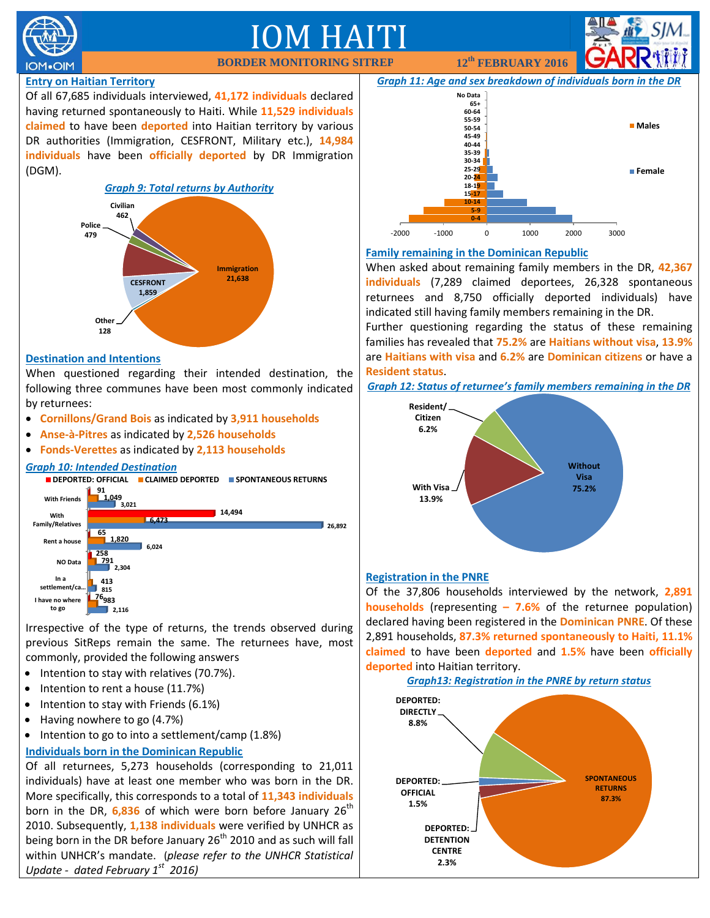# IOM HAITI

**BORDER MONITORING SITREP** — **12th FEBRUARY 2016**

## Entry on Haitian Territory

Of all 67,685 individuals interviewed, **41,172 individuals** declared having returned spontaneously to Haiti. While **11,529 individuals claimed** to have been **deported** into Haitian territory by various DR authorities (Immigration, CESFRONT, Military etc.), **14,984 individuals** have been **officially deported** by DR Immigration (DGM).

*Graph 9: Total returns by Authority*

| Authority | Returns |
|---|---|
| Immigration | 21,638 |
| CESFRONT | 1,859 |
| Police | 479 |
| Civilian | 462 |
| Other | 128 |

## Destination and Intentions

When questioned regarding their intended destination, the following three communes have been most commonly indicated by returnees:

- **Cornillons/Grand Bois** as indicated by **3,911 households**
- **Anse-à-Pitres** as indicated by **2,526 households**
- **Fonds-Verettes** as indicated by **2,113 households**

*Graph 10: Intended Destination*

| Destination | DEPORTED: OFFICIAL | CLAIMED DEPORTED | SPONTANEOUS RETURNS |
|---|---|---|---|
| With Friends | 91 | 1,049 | 3,021 |
| With Family/Relatives | 14,494 | 6,473 | 26,892 |
| Rent a house | 65 | 1,820 | 6,024 |
| NO Data | 258 | 791 | 2,304 |
| In a settlement/ca... | | 413 | 815 |
| I have no where to go | 76 | 983 | 2,116 |

Irrespective of the type of returns, the trends observed during previous SitReps remain the same. The returnees have, most commonly, provided the following answers

- Intention to stay with relatives (70.7%).
- Intention to rent a house (11.7%)
- Intention to stay with Friends (6.1%)
- Having nowhere to go (4.7%)
- Intention to go to into a settlement/camp (1.8%)

## Individuals born in the Dominican Republic

Of all returnees, 5,273 households (corresponding to 21,011 individuals) have at least one member who was born in the DR. More specifically, this corresponds to a total of **11,343 individuals** born in the DR, **6,836** of which were born before January 26th 2010. Subsequently, **1,138 individuals** were verified by UNHCR as being born in the DR before January 26th 2010 and as such will fall within UNHCR's mandate. (*please refer to the UNHCR Statistical Update - dated February 1st 2016)*

*Graph 11: Age and sex breakdown of individuals born in the DR*

(Population pyramid by age group — No Data, 65+, 60-64, 55-59, 50-54, 45-49, 40-44, 35-39, 30-34, 25-29, 20-24, 18-19, 15-17, 10-14, 5-9, 0-4 — Males / Female)

## Family remaining in the Dominican Republic

When asked about remaining family members in the DR, **42,367 individuals** (7,289 claimed deportees, 26,328 spontaneous returnees and 8,750 officially deported individuals) have indicated still having family members remaining in the DR.

Further questioning regarding the status of these remaining families has revealed that **75.2%** are **Haitians without visa**, **13.9%** are **Haitians with visa** and **6.2%** are **Dominican citizens** or have a **Resident status**.

*Graph 12: Status of returnee's family members remaining in the DR*

| Status | % |
|---|---|
| Without Visa | 75.2% |
| With Visa | 13.9% |
| Resident/Citizen | 6.2% |

## Registration in the PNRE

Of the 37,806 households interviewed by the network, **2,891 households** (representing **– 7.6%** of the returnee population) declared having been registered in the **Dominican PNRE**. Of these 2,891 households, **87.3% returned spontaneously to Haiti, 11.1% claimed** to have been **deported** and **1.5%** have been **officially deported** into Haitian territory.

*Graph13: Registration in the PNRE by return status*

| Return status | % |
|---|---|
| SPONTANEOUS RETURNS | 87.3% |
| DEPORTED: DIRECTLY | 8.8% |
| DEPORTED: DETENTION CENTRE | 2.3% |
| DEPORTED: OFFICIAL | 1.5% |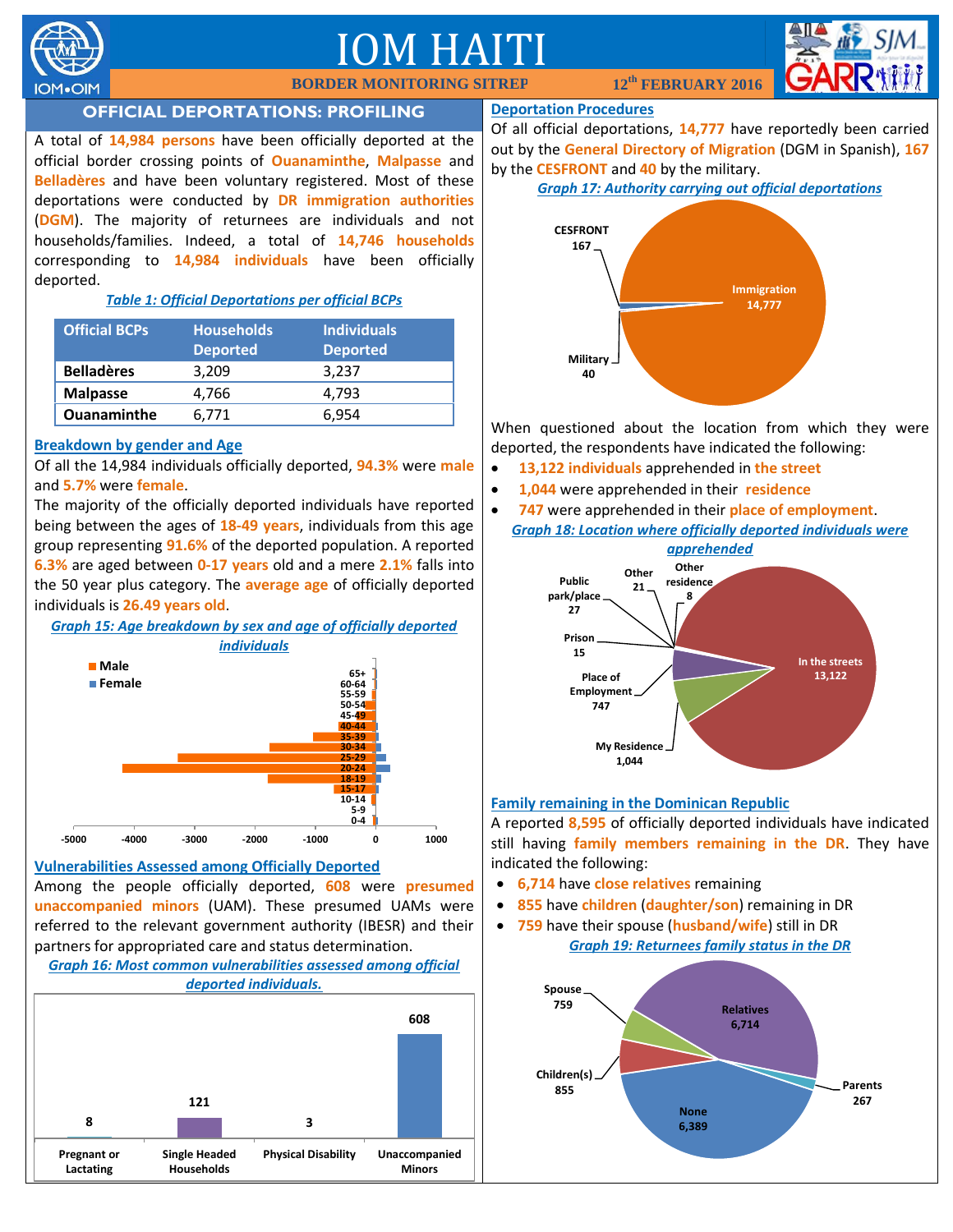# IOM HAITI

**BORDER MONITORING SITREP** **12th FEBRUARY 2016**

## OFFICIAL DEPORTATIONS: PROFILING

A total of **14,984 persons** have been officially deported at the official border crossing points of **Ouanaminthe**, **Malpasse** and **Belladères** and have been voluntary registered. Most of these deportations were conducted by **DR immigration authorities** (**DGM**). The majority of returnees are individuals and not households/families. Indeed, a total of **14,746 households** corresponding to **14,984 individuals** have been officially deported.

*Table 1: Official Deportations per official BCPs*

| Official BCPs | Households Deported | Individuals Deported |
|---|---|---|
| **Belladères** | 3,209 | 3,237 |
| **Malpasse** | 4,766 | 4,793 |
| **Ouanaminthe** | 6,771 | 6,954 |

### Breakdown by gender and Age

Of all the 14,984 individuals officially deported, **94.3%** were **male** and **5.7%** were **female**.

The majority of the officially deported individuals have reported being between the ages of **18-49 years**, individuals from this age group representing **91.6%** of the deported population. A reported **6.3%** are aged between **0-17 years** old and a mere **2.1%** falls into the 50 year plus category. The **average age** of officially deported individuals is **26.49 years old**.

*Graph 15: Age breakdown by sex and age of officially deported individuals*

### Vulnerabilities Assessed among Officially Deported

Among the people officially deported, **608** were **presumed unaccompanied minors** (UAM). These presumed UAMs were referred to the relevant government authority (IBESR) and their partners for appropriated care and status determination.

*Graph 16: Most common vulnerabilities assessed among official deported individuals.*

| Pregnant or Lactating | Single Headed Households | Physical Disability | Unaccompanied Minors |
|---|---|---|---|
| 8 | 121 | 3 | 608 |

### Deportation Procedures

Of all official deportations, **14,777** have reportedly been carried out by the **General Directory of Migration** (DGM in Spanish), **167** by the **CESFRONT** and **40** by the military.

*Graph 17: Authority carrying out official deportations*

| Authority | Deportations |
|---|---|
| Immigration | 14,777 |
| CESFRONT | 167 |
| Military | 40 |

When questioned about the location from which they were deported, the respondents have indicated the following:

- **13,122 individuals** apprehended in **the street**
- **1,044** were apprehended in their **residence**
- **747** were apprehended in their **place of employment**.

*Graph 18: Location where officially deported individuals were apprehended*

| Location | Individuals |
|---|---|
| In the streets | 13,122 |
| My Residence | 1,044 |
| Place of Employment | 747 |
| Public park/place | 27 |
| Other | 21 |
| Prison | 15 |
| Other residence | 8 |

### Family remaining in the Dominican Republic

A reported **8,595** of officially deported individuals have indicated still having **family members remaining in the DR**. They have indicated the following:

- **6,714** have **close relatives** remaining
- **855** have **children** (**daughter/son**) remaining in DR
- **759** have their spouse (**husband/wife**) still in DR

*Graph 19: Returnees family status in the DR*

| Family status | Individuals |
|---|---|
| Relatives | 6,714 |
| None | 6,389 |
| Children(s) | 855 |
| Spouse | 759 |
| Parents | 267 |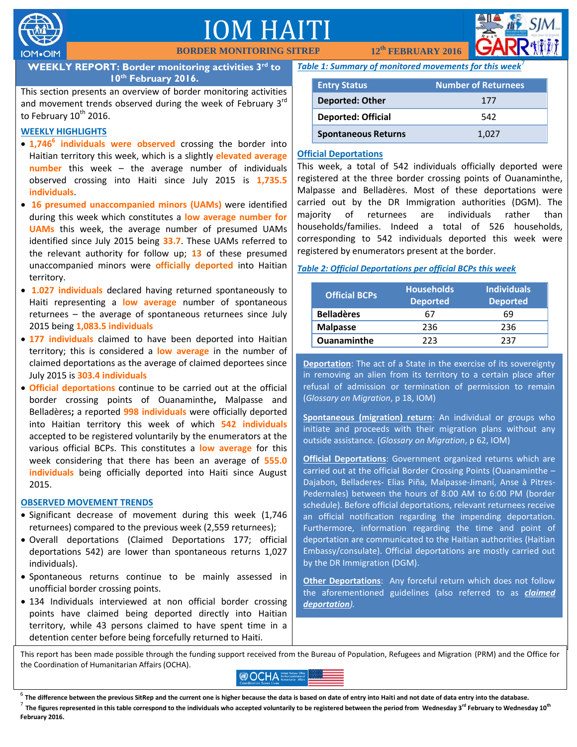# IOM HAITI

BORDER MONITORING SITREP — 12th FEBRUARY 2016

## WEEKLY REPORT: Border monitoring activities 3rd to 10th February 2016.

This section presents an overview of border monitoring activities and movement trends observed during the week of February 3rd to February 10th 2016.

### WEEKLY HIGHLIGHTS

- **1,746**[6] **individuals were observed** crossing the border into Haitian territory this week, which is a slightly **elevated average number** this week – the average number of individuals observed crossing into Haiti since July 2015 is **1,735.5 individuals**.
- **16 presumed unaccompanied minors (UAMs)** were identified during this week which constitutes a **low average number for UAMs** this week, the average number of presumed UAMs identified since July 2015 being **33.7**. These UAMs referred to the relevant authority for follow up; **13** of these presumed unaccompanied minors were **officially deported** into Haitian territory.
- **1.027 individuals** declared having returned spontaneously to Haiti representing a **low average** number of spontaneous returnees – the average of spontaneous returnees since July 2015 being **1,083.5 individuals**
- **177 individuals** claimed to have been deported into Haitian territory; this is considered a **low average** in the number of claimed deportations as the average of claimed deportees since July 2015 is **303.4 individuals**
- **Official deportations** continue to be carried out at the official border crossing points of Ouanaminthe**,** Malpasse and Belladères**;** a reported **998 individuals** were officially deported into Haitian territory this week of which **542 individuals** accepted to be registered voluntarily by the enumerators at the various official BCPs. This constitutes a **low average** for this week considering that there has been an average of **555.0 individuals** being officially deported into Haiti since August 2015.

### OBSERVED MOVEMENT TRENDS

- Significant decrease of movement during this week (1,746 returnees) compared to the previous week (2,559 returnees);
- Overall deportations (Claimed Deportations 177; official deportations 542) are lower than spontaneous returns 1,027 individuals).
- Spontaneous returns continue to be mainly assessed in unofficial border crossing points.
- 134 Individuals interviewed at non official border crossing points have claimed being deported directly into Haitian territory, while 43 persons claimed to have spent time in a detention center before being forcefully returned to Haiti.

*Table 1: Summary of monitored movements for this week*[7]

| Entry Status | Number of Returnees |
|---|---|
| **Deported: Other** | 177 |
| **Deported: Official** | 542 |
| **Spontaneous Returns** | 1,027 |

### Official Deportations

This week, a total of 542 individuals officially deported were registered at the three border crossing points of Ouanaminthe, Malpasse and Belladères. Most of these deportations were carried out by the DR Immigration authorities (DGM). The majority of returnees are individuals rather than households/families. Indeed a total of 526 households, corresponding to 542 individuals deported this week were registered by enumerators present at the border.

*Table 2: Official Deportations per official BCPs this week*

| Official BCPs | Households Deported | Individuals Deported |
|---|---|---|
| **Belladères** | 67 | 69 |
| **Malpasse** | 236 | 236 |
| **Ouanaminthe** | 223 | 237 |

**Deportation**: The act of a State in the exercise of its sovereignty in removing an alien from its territory to a certain place after refusal of admission or termination of permission to remain (*Glossary on Migration*, p 18, IOM)

**Spontaneous (migration) return**: An individual or groups who initiate and proceeds with their migration plans without any outside assistance. (*Glossary on Migration*, p 62, IOM)

**Official Deportations**: Government organized returns which are carried out at the official Border Crossing Points (Ouanaminthe – Dajabon, Belladeres- Elias Piña, Malpasse-Jimaní, Anse à Pitres-Pedernales) between the hours of 8:00 AM to 6:00 PM (border schedule). Before official deportations, relevant returnees receive an official notification regarding the impending deportation. Furthermore, information regarding the time and point of deportation are communicated to the Haitian authorities (Haitian Embassy/consulate). Official deportations are mostly carried out by the DR Immigration (DGM).

**Other Deportations**: Any forceful return which does not follow the aforementioned guidelines (also referred to as ***claimed deportation***).

This report has been made possible through the funding support received from the Bureau of Population, Refugees and Migration (PRM) and the Office for the Coordination of Humanitarian Affairs (OCHA).

[6] **The difference between the previous SitRep and the current one is higher because the data is based on date of entry into Haiti and not date of data entry into the database.**

[7] **The figures represented in this table correspond to the individuals who accepted voluntarily to be registered between the period from Wednesday 3rd February to Wednesday 10th February 2016.**